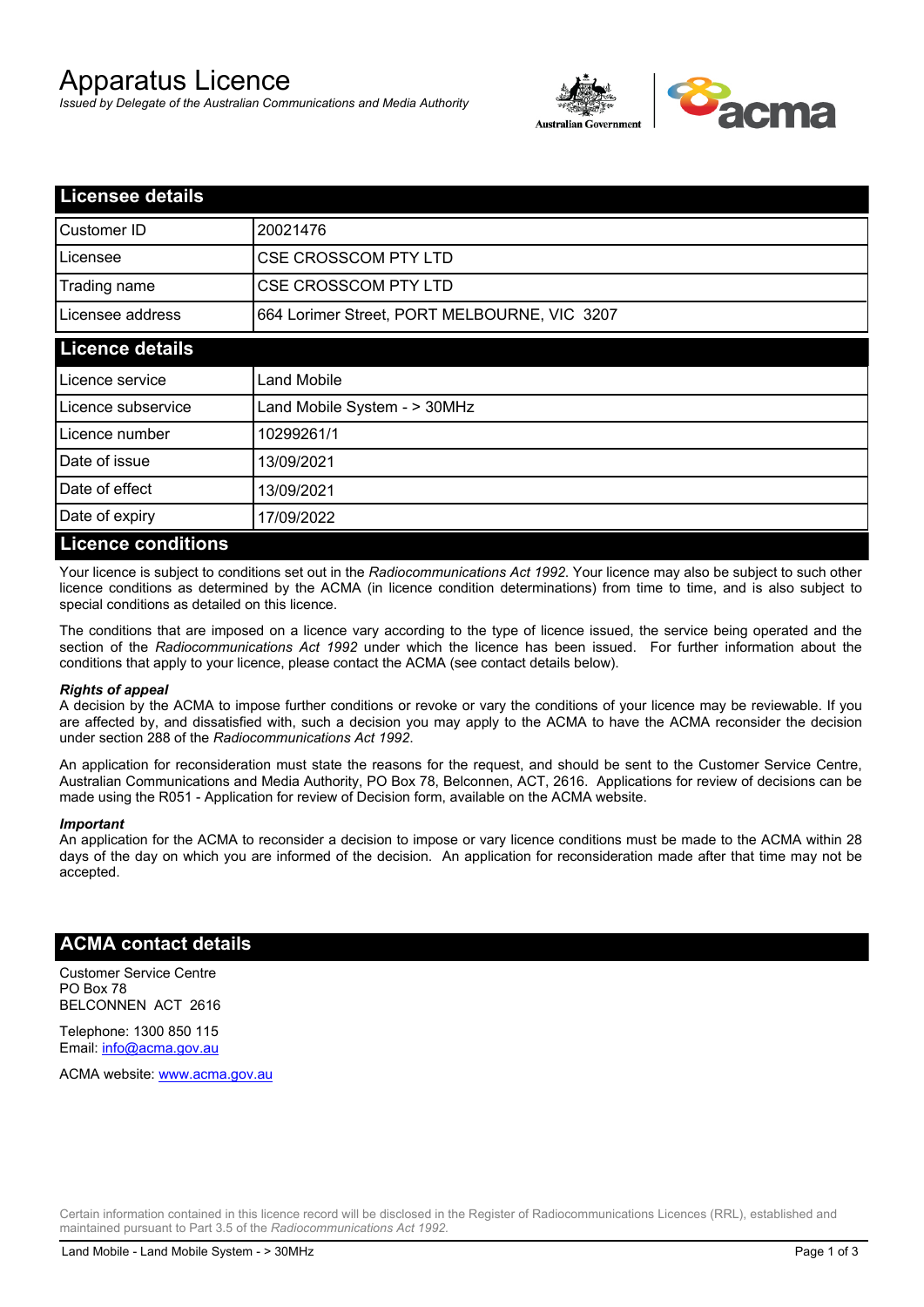# Apparatus Licence

*Issued by Delegate of the Australian Communications and Media Authority*

## Licensee details

| | |
|---|---|
| Customer ID | 20021476 |
| Licensee | CSE CROSSCOM PTY LTD |
| Trading name | CSE CROSSCOM PTY LTD |
| Licensee address | 664 Lorimer Street, PORT MELBOURNE, VIC 3207 |

## Licence details

| | |
|---|---|
| Licence service | Land Mobile |
| Licence subservice | Land Mobile System - > 30MHz |
| Licence number | 10299261/1 |
| Date of issue | 13/09/2021 |
| Date of effect | 13/09/2021 |
| Date of expiry | 17/09/2022 |

## Licence conditions

Your licence is subject to conditions set out in the *Radiocommunications Act 1992*. Your licence may also be subject to such other licence conditions as determined by the ACMA (in licence condition determinations) from time to time, and is also subject to special conditions as detailed on this licence.

The conditions that are imposed on a licence vary according to the type of licence issued, the service being operated and the section of the *Radiocommunications Act 1992* under which the licence has been issued. For further information about the conditions that apply to your licence, please contact the ACMA (see contact details below).

#### *Rights of appeal*

A decision by the ACMA to impose further conditions or revoke or vary the conditions of your licence may be reviewable. If you are affected by, and dissatisfied with, such a decision you may apply to the ACMA to have the ACMA reconsider the decision under section 288 of the *Radiocommunications Act 1992*.

An application for reconsideration must state the reasons for the request, and should be sent to the Customer Service Centre, Australian Communications and Media Authority, PO Box 78, Belconnen, ACT, 2616. Applications for review of decisions can be made using the R051 - Application for review of Decision form, available on the ACMA website.

#### *Important*

An application for the ACMA to reconsider a decision to impose or vary licence conditions must be made to the ACMA within 28 days of the day on which you are informed of the decision. An application for reconsideration made after that time may not be accepted.

## ACMA contact details

Customer Service Centre
PO Box 78
BELCONNEN ACT 2616

Telephone: 1300 850 115
Email: info@acma.gov.au

ACMA website: www.acma.gov.au

Certain information contained in this licence record will be disclosed in the Register of Radiocommunications Licences (RRL), established and maintained pursuant to Part 3.5 of the *Radiocommunications Act 1992.*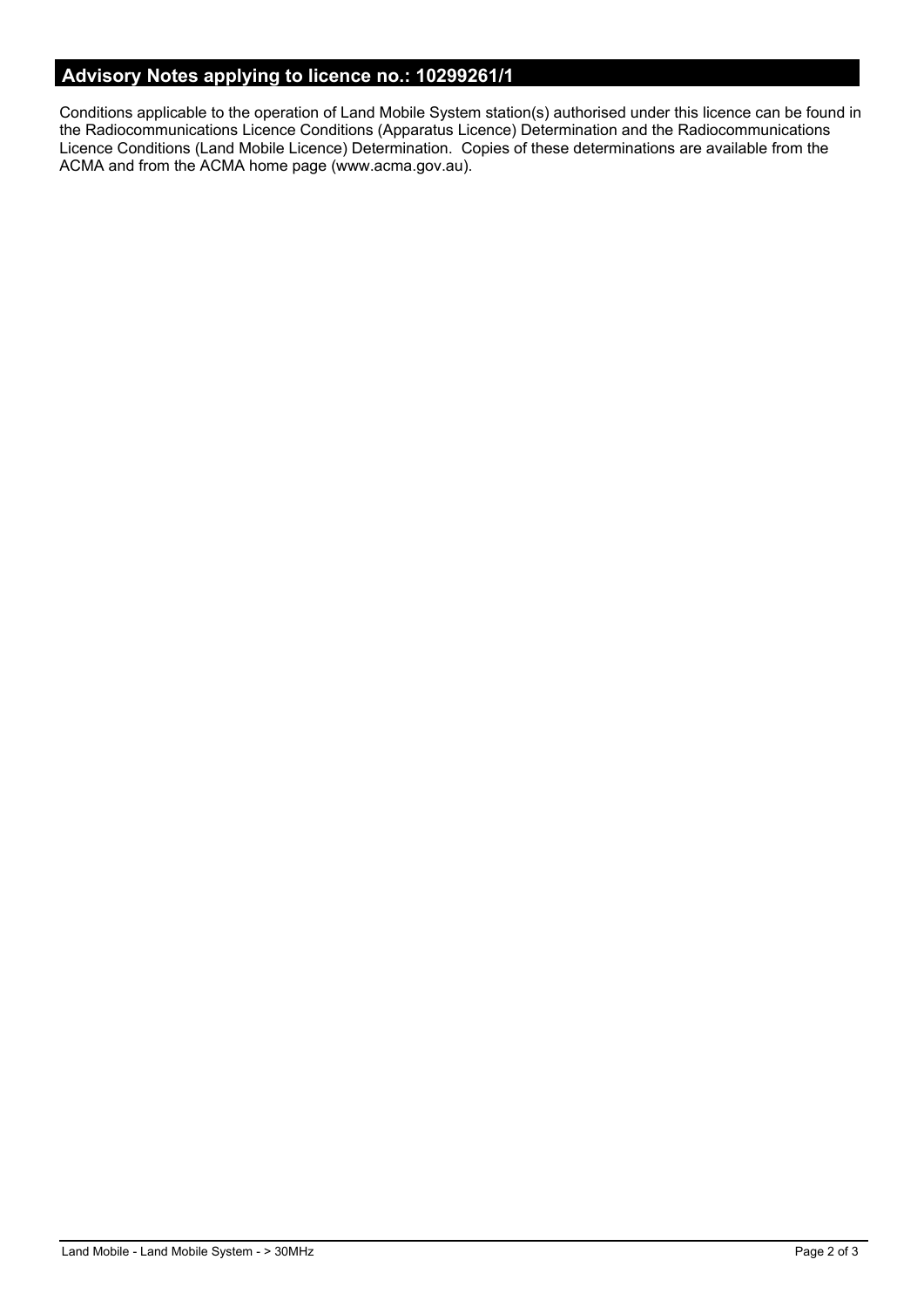## Advisory Notes applying to licence no.: 10299261/1

Conditions applicable to the operation of Land Mobile System station(s) authorised under this licence can be found in the Radiocommunications Licence Conditions (Apparatus Licence) Determination and the Radiocommunications Licence Conditions (Land Mobile Licence) Determination. Copies of these determinations are available from the ACMA and from the ACMA home page (www.acma.gov.au).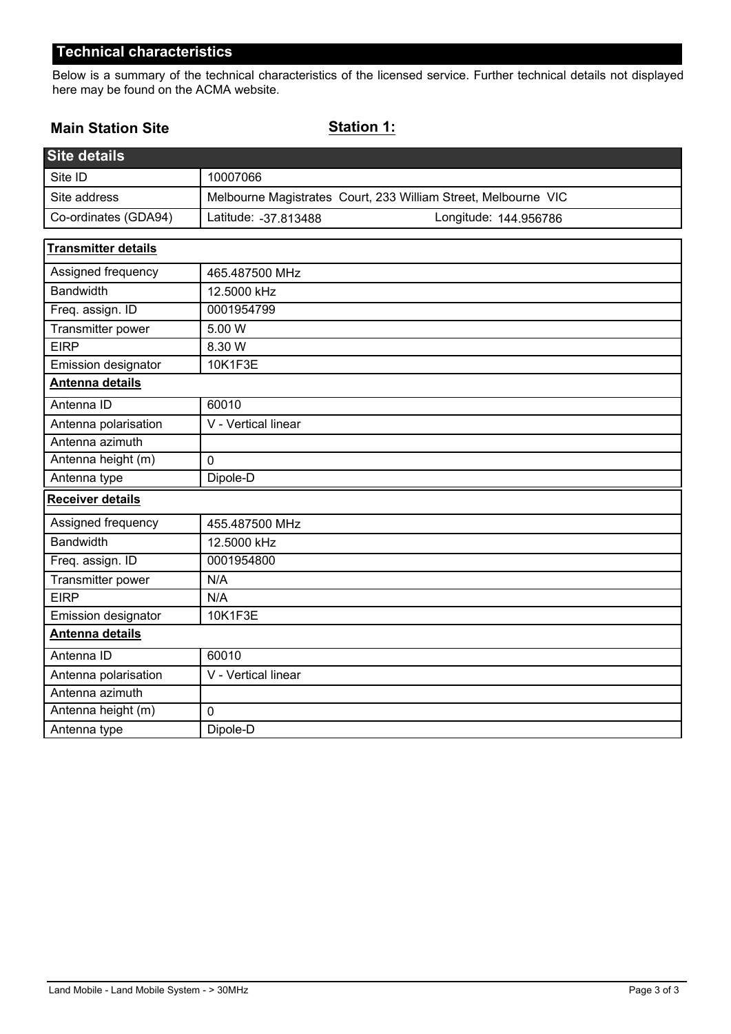## Technical characteristics

Below is a summary of the technical characteristics of the licensed service. Further technical details not displayed here may be found on the ACMA website.

**Main Station Site** **Station 1:**

| Site details | |
|---|---|
| Site ID | 10007066 |
| Site address | Melbourne Magistrates Court, 233 William Street, Melbourne VIC |
| Co-ordinates (GDA94) | Latitude: -37.813488 Longitude: 144.956786 |

| Transmitter details | |
|---|---|
| Assigned frequency | 465.487500 MHz |
| Bandwidth | 12.5000 kHz |
| Freq. assign. ID | 0001954799 |
| Transmitter power | 5.00 W |
| EIRP | 8.30 W |
| Emission designator | 10K1F3E |
| **Antenna details** | |
| Antenna ID | 60010 |
| Antenna polarisation | V - Vertical linear |
| Antenna azimuth | |
| Antenna height (m) | 0 |
| Antenna type | Dipole-D |

| Receiver details | |
|---|---|
| Assigned frequency | 455.487500 MHz |
| Bandwidth | 12.5000 kHz |
| Freq. assign. ID | 0001954800 |
| Transmitter power | N/A |
| EIRP | N/A |
| Emission designator | 10K1F3E |
| **Antenna details** | |
| Antenna ID | 60010 |
| Antenna polarisation | V - Vertical linear |
| Antenna azimuth | |
| Antenna height (m) | 0 |
| Antenna type | Dipole-D |

Land Mobile - Land Mobile System - > 30MHz